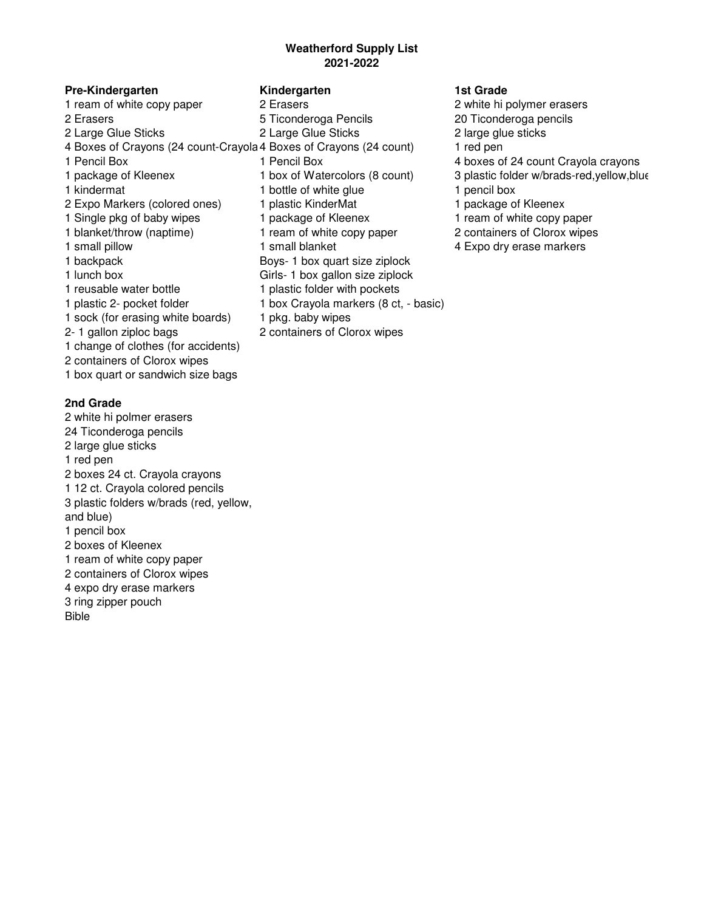# Weatherford Supply List
# 2021-2022

### Pre-Kindergarten

1 ream of white copy paper
2 Erasers
2 Large Glue Sticks
4 Boxes of Crayons (24 count-Crayola
1 Pencil Box
1 package of Kleenex
1 kindermat
2 Expo Markers (colored ones)
1 Single pkg of baby wipes
1 blanket/throw (naptime)
1 small pillow
1 backpack
1 lunch box
1 reusable water bottle
1 plastic 2- pocket folder
1 sock (for erasing white boards)
2- 1 gallon ziploc bags
1 change of clothes (for accidents)
2 containers of Clorox wipes
1 box quart or sandwich size bags

### Kindergarten

2 Erasers
5 Ticonderoga Pencils
2 Large Glue Sticks
4 Boxes of Crayons (24 count)
1 Pencil Box
1 box of Watercolors (8 count)
1 bottle of white glue
1 plastic KinderMat
1 package of Kleenex
1 ream of white copy paper
1 small blanket
Boys- 1 box quart size ziplock
Girls- 1 box gallon size ziplock
1 plastic folder with pockets
1 box Crayola markers (8 ct, - basic)
1 pkg. baby wipes
2 containers of Clorox wipes

### 1st Grade

2 white hi polymer erasers
20 Ticonderoga pencils
2 large glue sticks
1 red pen
4 boxes of 24 count Crayola crayons
3 plastic folder w/brads-red,yellow,blue
1 pencil box
1 package of Kleenex
1 ream of white copy paper
2 containers of Clorox wipes
4 Expo dry erase markers

### 2nd Grade

2 white hi polmer erasers
24 Ticonderoga pencils
2 large glue sticks
1 red pen
2 boxes 24 ct. Crayola crayons
1 12 ct. Crayola colored pencils
3 plastic folders w/brads (red, yellow, and blue)
1 pencil box
2 boxes of Kleenex
1 ream of white copy paper
2 containers of Clorox wipes
4 expo dry erase markers
3 ring zipper pouch
Bible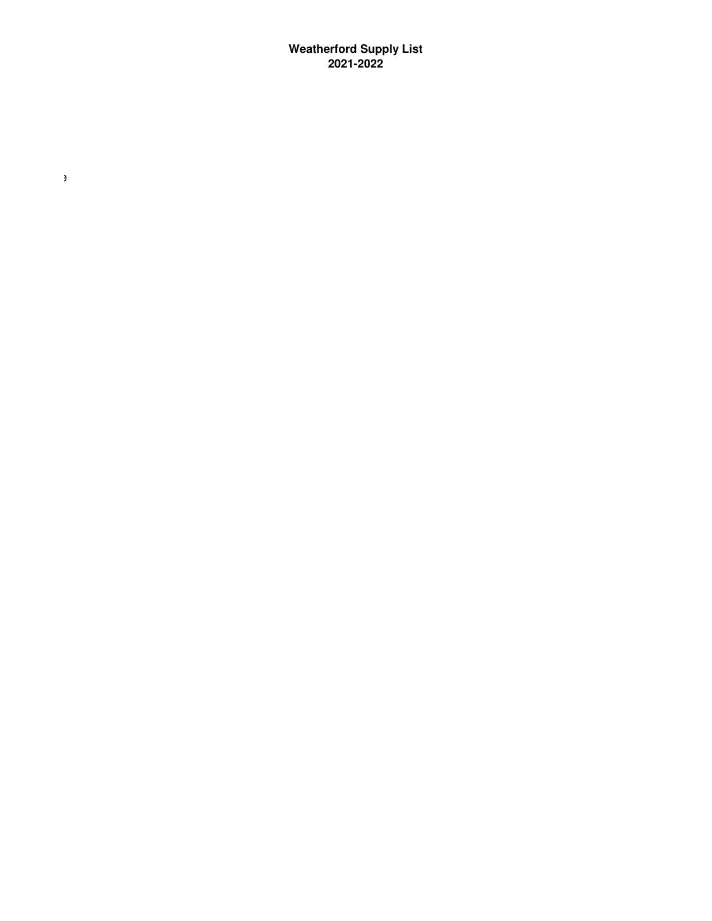**Weatherford Supply List**
**2021-2022**

e